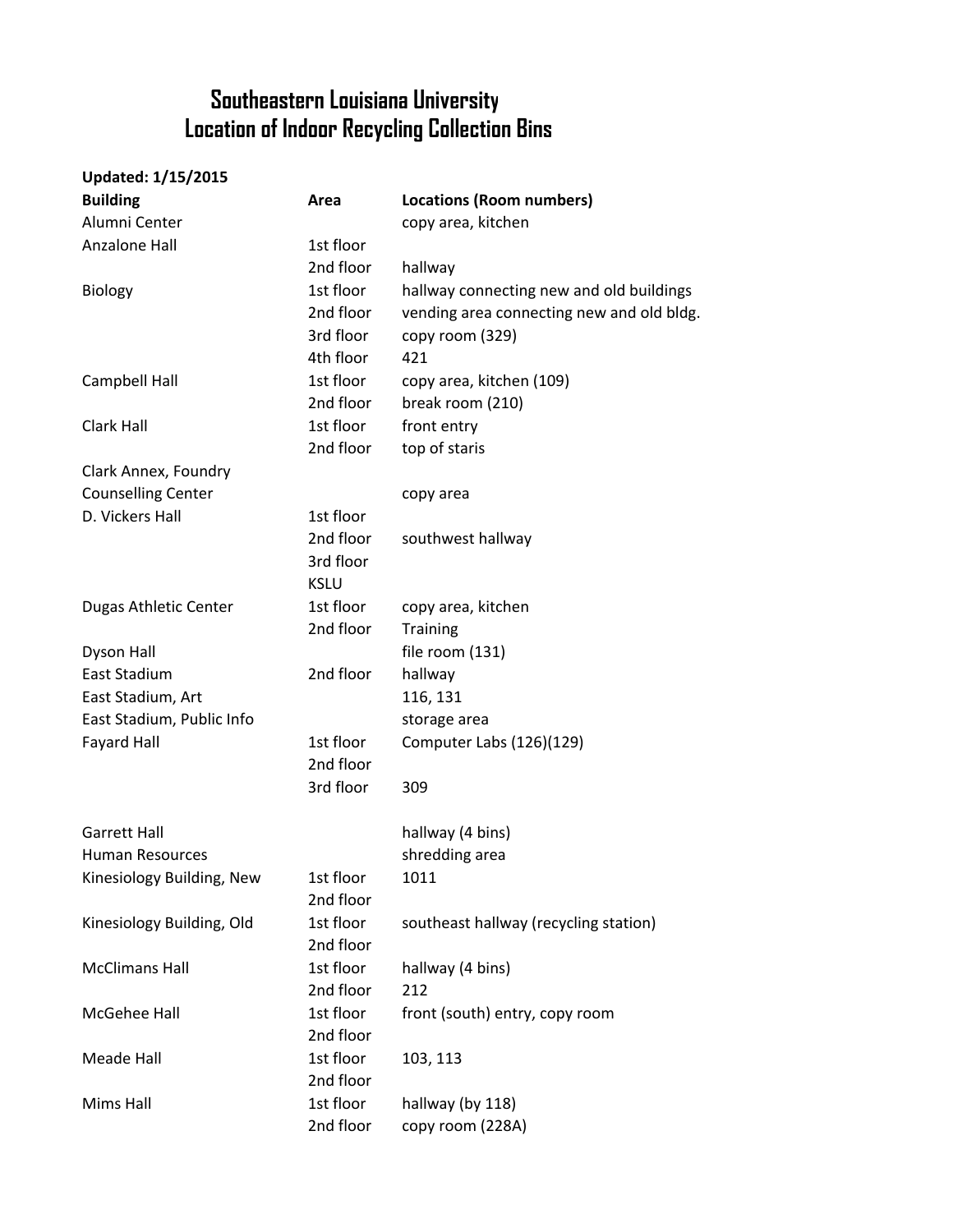# Southeastern Louisiana University
# Location of Indoor Recycling Collection Bins

**Updated: 1/15/2015**

| **Building** | **Area** | **Locations (Room numbers)** |
|---|---|---|
| Alumni Center | | copy area, kitchen |
| Anzalone Hall | 1st floor | |
| | 2nd floor | hallway |
| Biology | 1st floor | hallway connecting new and old buildings |
| | 2nd floor | vending area connecting new and old bldg. |
| | 3rd floor | copy room (329) |
| | 4th floor | 421 |
| Campbell Hall | 1st floor | copy area, kitchen (109) |
| | 2nd floor | break room (210) |
| Clark Hall | 1st floor | front entry |
| | 2nd floor | top of staris |
| Clark Annex, Foundry | | |
| Counselling Center | | copy area |
| D. Vickers Hall | 1st floor | |
| | 2nd floor | southwest hallway |
| | 3rd floor | |
| | KSLU | |
| Dugas Athletic Center | 1st floor | copy area, kitchen |
| | 2nd floor | Training |
| Dyson Hall | | file room (131) |
| East Stadium | 2nd floor | hallway |
| East Stadium, Art | | 116, 131 |
| East Stadium, Public Info | | storage area |
| Fayard Hall | 1st floor | Computer Labs (126)(129) |
| | 2nd floor | |
| | 3rd floor | 309 |
| Garrett Hall | | hallway (4 bins) |
| Human Resources | | shredding area |
| Kinesiology Building, New | 1st floor | 1011 |
| | 2nd floor | |
| Kinesiology Building, Old | 1st floor | southeast hallway (recycling station) |
| | 2nd floor | |
| McClimans Hall | 1st floor | hallway (4 bins) |
| | 2nd floor | 212 |
| McGehee Hall | 1st floor | front (south) entry, copy room |
| | 2nd floor | |
| Meade Hall | 1st floor | 103, 113 |
| | 2nd floor | |
| Mims Hall | 1st floor | hallway (by 118) |
| | 2nd floor | copy room (228A) |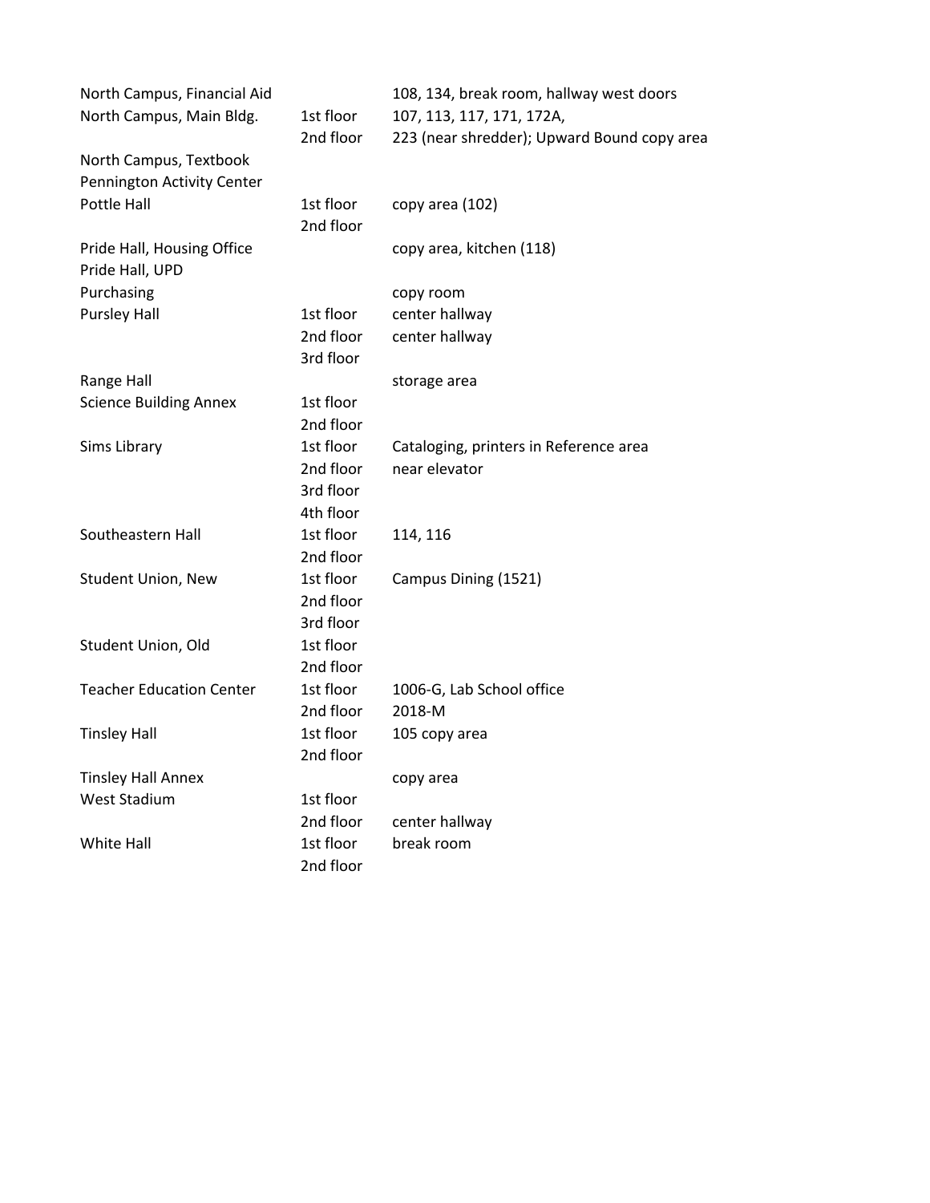| | | |
|---|---|---|
| North Campus, Financial Aid | | 108, 134, break room, hallway west doors |
| North Campus, Main Bldg. | 1st floor | 107, 113, 117, 171, 172A, |
| | 2nd floor | 223 (near shredder); Upward Bound copy area |
| North Campus, Textbook | | |
| Pennington Activity Center | | |
| Pottle Hall | 1st floor | copy area (102) |
| | 2nd floor | |
| Pride Hall, Housing Office | | copy area, kitchen (118) |
| Pride Hall, UPD | | |
| Purchasing | | copy room |
| Pursley Hall | 1st floor | center hallway |
| | 2nd floor | center hallway |
| | 3rd floor | |
| Range Hall | | storage area |
| Science Building Annex | 1st floor | |
| | 2nd floor | |
| Sims Library | 1st floor | Cataloging, printers in Reference area |
| | 2nd floor | near elevator |
| | 3rd floor | |
| | 4th floor | |
| Southeastern Hall | 1st floor | 114, 116 |
| | 2nd floor | |
| Student Union, New | 1st floor | Campus Dining (1521) |
| | 2nd floor | |
| | 3rd floor | |
| Student Union, Old | 1st floor | |
| | 2nd floor | |
| Teacher Education Center | 1st floor | 1006-G, Lab School office |
| | 2nd floor | 2018-M |
| Tinsley Hall | 1st floor | 105 copy area |
| | 2nd floor | |
| Tinsley Hall Annex | | copy area |
| West Stadium | 1st floor | |
| | 2nd floor | center hallway |
| White Hall | 1st floor | break room |
| | 2nd floor | |